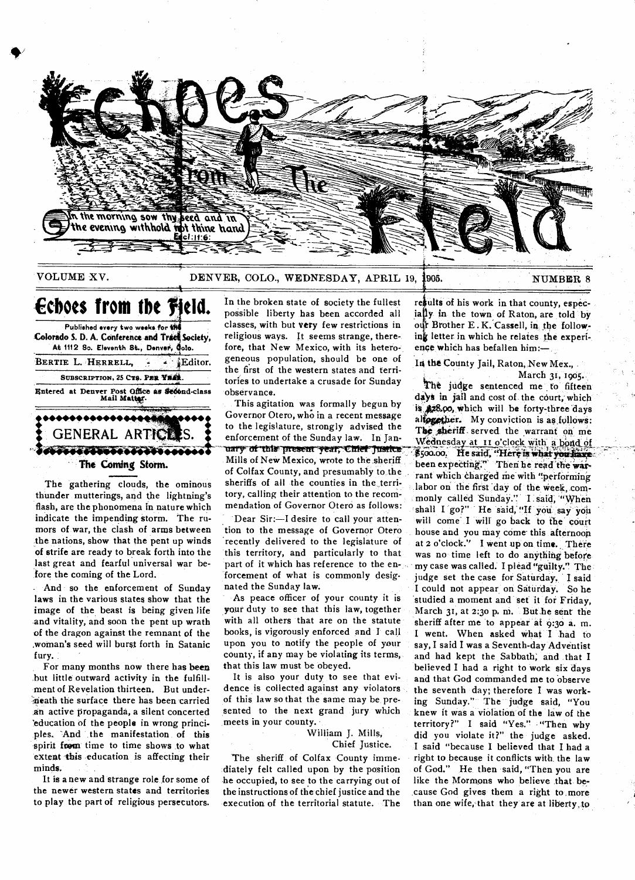# Echoes from the Field

In the morning sow thy seed and in the evening withhold not thine hand. Eccl. 11:6.

VOLUME XV. DENVER, COLO., WEDNESDAY, APRIL 19, 1905. NUMBER 8

## Echoes from the Field.

Published every two weeks for the Colorado S. D. A. Conference and Tract Society, At 1112 So. Eleventh St., Denver, Colo.

BERTIE L. HERRELL, - - Editor.

SUBSCRIPTION, 25 CTS. PER YEAR.

Entered at Denver Post Office as Second-class Mail Matter.

## GENERAL ARTICLES.

### The Coming Storm.

The gathering clouds, the ominous thunder mutterings, and the lightning's flash, are the phonomena in nature which indicate the impending storm. The rumors of war, the clash of arms between the nations, show that the pent up winds of strife are ready to break forth into the last great and fearful universal war before the coming of the Lord.

And so the enforcement of Sunday laws in the various states show that the image of the beast is being given life and vitality, and soon the pent up wrath of the dragon against the remnant of the woman's seed will burst forth in Satanic fury.

For many months now there has been but little outward activity in the fulfillment of Revelation thirteen. But underneath the surface there has been carried an active propaganda, a silent concerted education of the people in wrong principles. And the manifestation of this spirit from time to time shows to what extent this education is affecting their minds.

It is a new and strange role for some of the newer western states and territories to play the part of religious persecutors. In the broken state of society the fullest possible liberty has been accorded all classes, with but very few restrictions in religious ways. It seems strange, therefore, that New Mexico, with its heterogeneous population, should be one of the first of the western states and territories to undertake a crusade for Sunday observance.

This agitation was formally begun by Governor Otero, who in a recent message to the legislature, strongly advised the enforcement of the Sunday law. In January of this present year, Chief Justice Mills of New Mexico, wrote to the sheriff of Colfax County, and presumably to the sheriffs of all the counties in the territory, calling their attention to the recommendation of Governor Otero as follows:

Dear Sir:—I desire to call your attention to the message of Governor Otero recently delivered to the legislature of this territory, and particularly to that part of it which has reference to the enforcement of what is commonly designated the Sunday law.

As peace officer of your county it is your duty to see that this law, together with all others that are on the statute books, is vigorously enforced and I call upon you to notify the people of your county, if any may be violating its terms, that this law must be obeyed.

It is also your duty to see that evidence is collected against any violators of this law so that the same may be presented to the next grand jury which meets in your county.

William J. Mills,
Chief Justice.

The sheriff of Colfax County immediately felt called upon by the position he occupied, to see to the carrying out of the instructions of the chief justice and the execution of the territorial statute. The results of his work in that county, especially in the town of Raton, are told by our Brother E. K. Cassell, in the following letter in which he relates the experience which has befallen him:—

In the County Jail, Raton, New Mex.,
March 31, 1905.

The judge sentenced me to fifteen days in jail and cost of the court, which is $28.00, which will be forty-three days altogether. My conviction is as follows: The sheriff served the warrant on me Wednesday at 11 o'clock with a bond of $500.00. He said, "Here is what you have been expecting." Then he read the warrant which charged me with "performing labor on the first day of the week, commonly called Sunday." I said, "When shall I go?" He said, "If you say you will come I will go back to the court house and you may come this afternoon at 2 o'clock." I went up on time. There was no time left to do anything before my case was called. I plead "guilty." The judge set the case for Saturday. I said I could not appear on Saturday. So he studied a moment and set it for Friday, March 31, at 2:30 p. m. But he sent the sheriff after me to appear at 9:30 a. m. I went. When asked what I had to say, I said I was a Seventh-day Adventist and had kept the Sabbath, and that I believed I had a right to work six days and that God commanded me to observe the seventh day; therefore I was working Sunday." The judge said, "You knew it was a violation of the law of the territory?" I said "Yes." "Then why did you violate it?" the judge asked. I said "because I believed that I had a right to because it conflicts with the law of God." He then said, "Then you are like the Mormons who believe that because God gives them a right to more than one wife, that they are at liberty to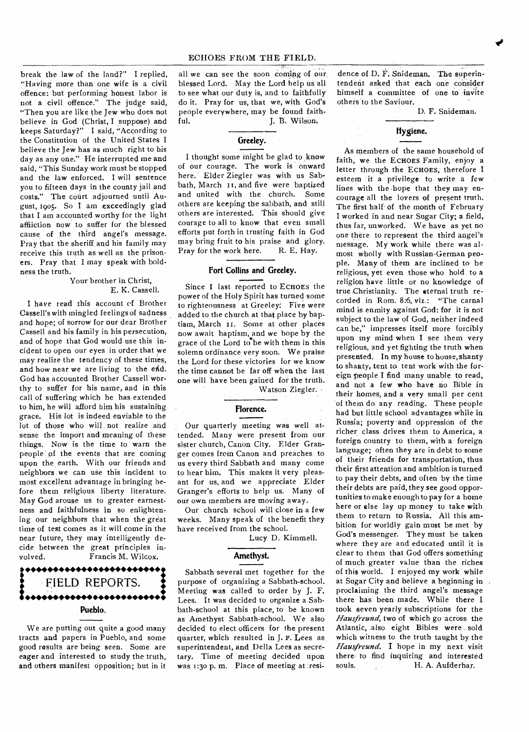break the law of the land?" I replied, "Having more than one wife is a civil offence: but performing honest labor is not a civil offence." The judge said, "Then you are like the Jew who does not believe in God (Christ, I suppose) and keeps Saturday?" I said, "According to the Constitution of the United States I believe the Jew has as much right to his day as any one." He interrupted me and said, "This Sunday work must be stopped and the law enforced. I will sentence you to fifteen days in the county jail and costs." The court adjourned until August, 1905. So I am exceedingly glad that I am accounted worthy for the light affiiction now to suffer for the blessed cause of the third angel's message. Pray that the sheriff and his family may receive this truth as well as the prisoners. Pray that I may speak with boldness the truth.

Your brother in Christ,
E. K. Cassell.

I have read this account of Brother Cassell's with mingled feelings of sadness and hope; of sorrow for our dear Brother Cassell and his family in his persecution, and of hope that God would use this incident to open our eyes in order that we may realize the tendency of these times, and how near we are living to the end. God has accounted Brother Cassell worthy to suffer for his name, and in this call of suffering which he has extended to him, he will afford him his sustaining grace. His lot is indeed enviable to the lot of those who will not realize and sense the import and meaning of these things. Now is the time to warn the people of the events that are coming upon the earth. With our friends and neighbors we can use this incident to most excellent advantage in bringing before them religious liberty literature. May God arouse us to greater earnestness and faithfulness in so enlightening our neighbors that when the great time of test comes as it will come in the near future, they may intelligently decide between the great principles involved.

Francis M. Wilcox.

## FIELD REPORTS.

### Pueblo.

We are putting out quite a good many tracts and papers in Pueblo, and some good results are being seen. Some are eager and interested to study the truth, and others manifest opposition; but in it all we can see the soon coming of our blessed Lord. May the Lord help us all to see what our duty is, and to faithfully do it. Pray for us, that we, with God's people everywhere, may be found faithful.

J. B. Wilson.

### Greeley.

I thought some might be glad to know of our courage. The work is onward here. Elder Ziegler was with us Sabbath, March 11, and five were baptized and united with the church. Some others are keeping the sabbath, and still others are interested. This should give courage to all to know that even small efforts put forth in trusting faith in God may bring fruit to his praise and glory. Pray for the work here.

R. E. Hay.

### Fort Collins and Greeley.

Since I last reported to ECHOES the power of the Holy Spirit has turned some to righteousness at Greeley. Five were added to the church at that place by baptism, March 11. Some at other places now await baptism, and we hope by the grace of the Lord to be with them in this solemn ordinance very soon. We praise the Lord for these victories for we know the time cannot be far off when the last one will have been gained for the truth.

Watson Ziegler.

### Florence.

Our quarterly meeting was well attended. Many were present from our sister church, Canon City. Elder Granger comes from Canon and preaches to us every third Sabbath and many come to hear him. This makes it very pleasant for us, and we appreciate Elder Granger's efforts to help us. Many of our own members are moving away.

Our church school will close in a few weeks. Many speak of the benefit they have received from the school.

Lucy D. Kimmell.

### Amethyst.

Sabbath several met together for the purpose of organizing a Sabbath-school. Meeting was called to order by J. F. Lees. It was decided to organize a Sabbath-school at this place, to be known as Amethyst Sabbath-school. We also decided to elect officers for the present quarter, which resulted in J. F. Lees as superintendent, and Della Lees as secretary. Time of meeting decided upon was 1:30 p. m. Place of meeting at residence of D. F. Snideman. The superintendent asked that each one consider himself a committee of one to invite others to the Saviour.

D. F. Snideman.

### Hygiene.

As members of the same household of faith, we the ECHOES Family, enjoy a letter through the ECHOES, therefore I esteem it a privilege to write a few lines with the hope that they may encourage all the lovers of present truth. The first half of the month of February I worked in and near Sugar City; a field, thus far, unworked. We have as yet no one there to represent the third angel's message. My work while there was almost wholly with Russian-German people. Many of them are inclined to be religious, yet even those who hold to a religion have little or no knowledge of true Christianity. The eternal truth recorded in Rom. 8:6, viz.: "The carnal mind is enmity against God: for it is not subject to the law of God, neither indeed can be," impresses itself more forcibly upon my mind when I see them very religious, and yet fighting the truth when presented. In my house to house, shanty to shanty, tent to tent work with the foreign people I find many unable to read, and not a few who have no Bible in their homes, and a very small per cent of them do any reading. These people had but little school advantages while in Russia; poverty and oppression of the richer class drives them to America, a foreign country to them, with a foreign language; often they are in debt to some of their friends for transportation, thus their first attention and ambition is turned to pay their debts, and often by the time their debts are paid, they see good opportunities to make enough to pay for a home here or else lay up money to take with them to return to Russia. All this ambition for worldly gain must be met by God's messenger. They must be taken where they are and educated until it is clear to them that God offers something of much greater value than the riches of this world. I enjoyed my work while at Sugar City and believe a beginning in proclaiming the third angel's message there has been made. While there I took seven yearly subscriptions for the *Hausfreund*, two of which go across the Atlantic, also eight Bibles were sold which witness to the truth taught by the *Hausfreund*. I hope in my next visit there to find inquiring and interested souls.

H. A. Aufderhar.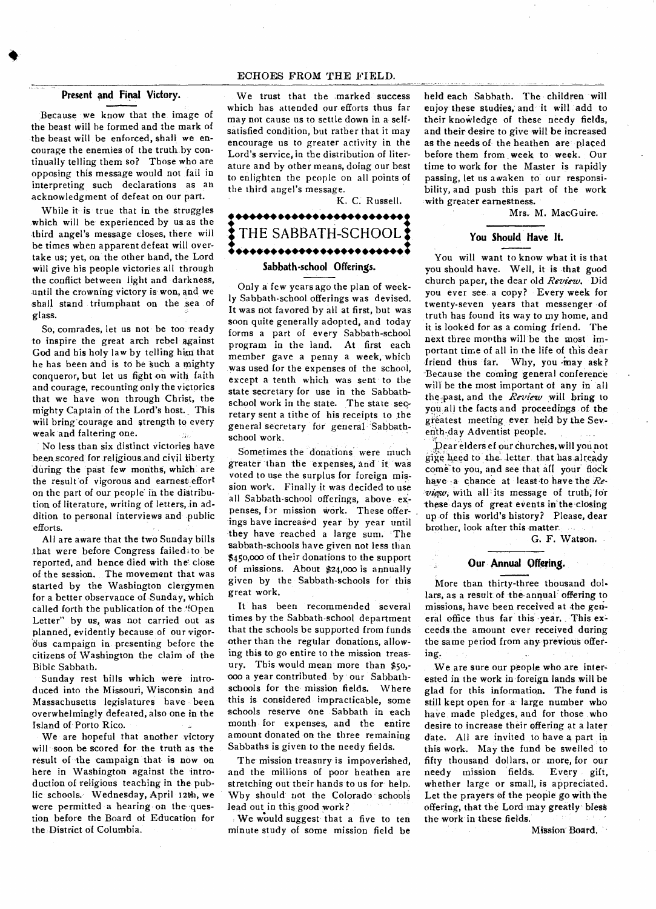## Present and Final Victory.

Because we know that the image of the beast will be formed and the mark of the beast will be enforced, shall we encourage the enemies of the truth by continually telling them so? Those who are opposing this message would not fail in interpreting such declarations as an acknowledgment of defeat on our part.

While it is true that in the struggles which will be experienced by us as the third angel's message closes, there will be times when apparent defeat will overtake us; yet, on the other hand, the Lord will give his people victories all through the conflict between light and darkness, until the crowning victory is won, and we shall stand triumphant on the sea of glass.

So, comrades, let us not be too ready to inspire the great arch rebel against God and his holy law by telling him that he has been and is to be such a mighty conqueror, but let us fight on with faith and courage, recounting only the victories that we have won through Christ, the mighty Captain of the Lord's host. This will bring courage and strength to every weak and faltering one.

No less than six distinct victories have been scored for religious and civil liberty during the past few months, which are the result of vigorous and earnest effort on the part of our people in the distribution of literature, writing of letters, in addition to personal interviews and public efforts.

All are aware that the two Sunday bills that were before Congress failed to be reported, and hence died with the close of the session. The movement that was started by the Washington clergymen for a better observance of Sunday, which called forth the publication of the "Open Letter" by us, was not carried out as planned, evidently because of our vigorous campaign in presenting before the citizens of Washington the claim of the Bible Sabbath.

Sunday rest bills which were introduced into the Missouri, Wisconsin and Massachusetts legislatures have been overwhelmingly defeated, also one in the Island of Porto Rico.

We are hopeful that another victory will soon be scored for the truth as the result of the campaign that is now on here in Washington against the introduction of religious teaching in the public schools. Wednesday, April 12th, we were permitted a hearing on the question before the Board of Education for the District of Columbia.

We trust that the marked success which has attended our efforts thus far may not cause us to settle down in a self-satisfied condition, but rather that it may encourage us to greater activity in the Lord's service, in the distribution of literature and by other means, doing our best to enlighten the people on all points of the third angel's message.

K. C. Russell.

# THE SABBATH-SCHOOL

## Sabbath-school Offerings.

Only a few years ago the plan of weekly Sabbath-school offerings was devised. It was not favored by all at first, but was soon quite generally adopted, and today forms a part of every Sabbath-school program in the land. At first each member gave a penny a week, which was used for the expenses of the school, except a tenth which was sent to the state secretary for use in the Sabbath-school work in the state. The state secretary sent a tithe of his receipts to the general secretary for general Sabbath-school work.

Sometimes the donations were much greater than the expenses, and it was voted to use the surplus for foreign mission work. Finally it was decided to use all Sabbath-school offerings, above expenses, for mission work. These offerings have increased year by year until they have reached a large sum. The sabbath-schools have given not less than $450,000 of their donations to the support of missions. About $24,000 is annually given by the Sabbath-schools for this great work.

It has been recommended several times by the Sabbath-school department that the schools be supported from funds other than the regular donations, allowing this to go entire to the mission treasury. This would mean more than $50,000 a year contributed by our Sabbath-schools for the mission fields. Where this is considered impracticable, some schools reserve one Sabbath in each month for expenses, and the entire amount donated on the three remaining Sabbaths is given to the needy fields.

The mission treasury is impoverished, and the millions of poor heathen are stretching out their hands to us for help. Why should not the Colorado schools lead out in this good work?

We would suggest that a five to ten minute study of some mission field be held each Sabbath. The children will enjoy these studies, and it will add to their knowledge of these needy fields, and their desire to give will be increased as the needs of the heathen are placed before them from week to week. Our time to work for the Master is rapidly passing, let us awaken to our responsibility, and push this part of the work with greater earnestness.

Mrs. M. MacGuire.

## You Should Have It.

You will want to know what it is that you should have. Well, it is that good church paper, the dear old *Review*. Did you ever see a copy? Every week for twenty-seven years that messenger of truth has found its way to my home, and it is looked for as a coming friend. The next three months will be the most important time of all in the life of this dear friend thus far. Why, you may ask? Because the coming general conference will be the most important of any in all the past, and the *Review* will bring to you all the facts and proceedings of the greatest meeting ever held by the Seventh-day Adventist people.

Dear elders of our churches, will you not give heed to the letter that has already come to you, and see that all your flock have a chance at least to have the *Review*, with all its message of truth, for these days of great events in the closing up of this world's history? Please, dear brother, look after this matter.

G. F. Watson.

## Our Annual Offering.

More than thirty-three thousand dollars, as a result of the annual offering to missions, have been received at the general office thus far this year. This exceeds the amount ever received during the same period from any previous offering.

We are sure our people who are interested in the work in foreign lands will be glad for this information. The fund is still kept open for a large number who have made pledges, and for those who desire to increase their offering at a later date. All are invited to have a part in this work. May the fund be swelled to fifty thousand dollars, or more, for our needy mission fields. Every gift, whether large or small, is appreciated. Let the prayers of the people go with the offering, that the Lord may greatly bless the work in these fields.

Mission Board.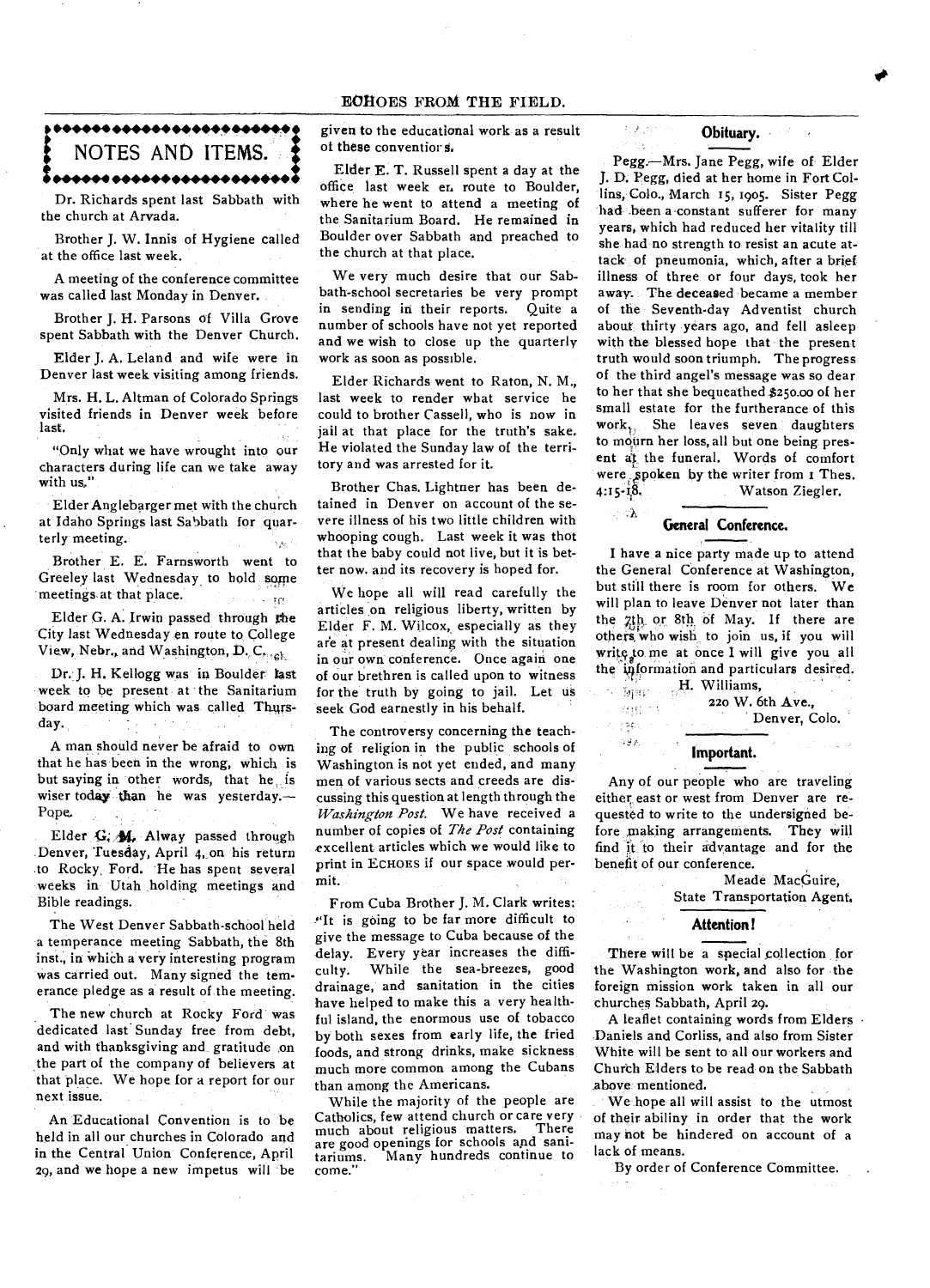## NOTES AND ITEMS.

Dr. Richards spent last Sabbath with the church at Arvada.

Brother J. W. Innis of Hygiene called at the office last week.

A meeting of the conference committee was called last Monday in Denver.

Brother J. H. Parsons of Villa Grove spent Sabbath with the Denver Church.

Elder J. A. Leland and wife were in Denver last week visiting among friends.

Mrs. H. L. Altman of Colorado Springs visited friends in Denver week before last.

"Only what we have wrought into our characters during life can we take away with us."

Elder Anglebarger met with the church at Idaho Springs last Sabbath for quarterly meeting.

Brother E. E. Farnsworth went to Greeley last Wednesday to hold some meetings at that place.

Elder G. A. Irwin passed through the City last Wednesday en route to College View, Nebr., and Washington, D. C.

Dr. J. H. Kellogg was in Boulder last week to be present at the Sanitarium board meeting which was called Thursday.

A man should never be afraid to own that he has been in the wrong, which is but saying in other words, that he is wiser today than he was yesterday.—Pope.

Elder G. M. Alway passed through Denver, Tuesday, April 4, on his return to Rocky Ford. He has spent several weeks in Utah holding meetings and Bible readings.

The West Denver Sabbath-school held a temperance meeting Sabbath, the 8th inst., in which a very interesting program was carried out. Many signed the temperance pledge as a result of the meeting.

The new church at Rocky Ford was dedicated last Sunday free from debt, and with thanksgiving and gratitude on the part of the company of believers at that place. We hope for a report for our next issue.

An Educational Convention is to be held in all our churches in Colorado and in the Central Union Conference, April 29, and we hope a new impetus will be given to the educational work as a result of these conventions.

Elder E. T. Russell spent a day at the office last week en route to Boulder, where he went to attend a meeting of the Sanitarium Board. He remained in Boulder over Sabbath and preached to the church at that place.

We very much desire that our Sabbath-school secretaries be very prompt in sending in their reports. Quite a number of schools have not yet reported and we wish to close up the quarterly work as soon as possible.

Elder Richards went to Raton, N. M., last week to render what service he could to brother Cassell, who is now in jail at that place for the truth's sake. He violated the Sunday law of the territory and was arrested for it.

Brother Chas. Lightner has been detained in Denver on account of the severe illness of his two little children with whooping cough. Last week it was thot that the baby could not live, but it is better now, and its recovery is hoped for.

We hope all will read carefully the articles on religious liberty, written by Elder F. M. Wilcox, especially as they are at present dealing with the situation in our own conference. Once again one of our brethren is called upon to witness for the truth by going to jail. Let us seek God earnestly in his behalf.

The controversy concerning the teaching of religion in the public schools of Washington is not yet ended, and many men of various sects and creeds are discussing this question at length through the *Washington Post.* We have received a number of copies of *The Post* containing excellent articles which we would like to print in ECHOES if our space would permit.

From Cuba Brother J. M. Clark writes: "It is going to be far more difficult to give the message to Cuba because of the delay. Every year increases the difficulty. While the sea-breezes, good drainage, and sanitation in the cities have helped to make this a very healthful island, the enormous use of tobacco by both sexes from early life, the fried foods, and strong drinks, make sickness much more common among the Cubans than among the Americans.

While the majority of the people are Catholics, few attend church or care very much about religious matters. There are good openings for schools and sanitariums. Many hundreds continue to come."

### Obituary.

Pegg.—Mrs. Jane Pegg, wife of Elder J. D. Pegg, died at her home in Fort Collins, Colo., March 15, 1905. Sister Pegg had been a constant sufferer for many years, which had reduced her vitality till she had no strength to resist an acute attack of pneumonia, which, after a brief illness of three or four days, took her away. The deceased became a member of the Seventh-day Adventist church about thirty years ago, and fell asleep with the blessed hope that the present truth would soon triumph. The progress of the third angel's message was so dear to her that she bequeathed $250.00 of her small estate for the furtherance of this work. She leaves seven daughters to mourn her loss, all but one being present at the funeral. Words of comfort were spoken by the writer from 1 Thes. 4:15-18.

Watson Ziegler.

### General Conference.

I have a nice party made up to attend the General Conference at Washington, but still there is room for others. We will plan to leave Denver not later than the 7th or 8th of May. If there are others who wish to join us, if you will write to me at once I will give you all the information and particulars desired.

H. Williams,
220 W. 6th Ave.,
Denver, Colo.

### Important.

Any of our people who are traveling either east or west from Denver are requested to write to the undersigned before making arrangements. They will find it to their advantage and for the benefit of our conference.

Meade MacGuire,
State Transportation Agent.

### Attention!

There will be a special collection for the Washington work, and also for the foreign mission work taken in all our churches Sabbath, April 29.

A leaflet containing words from Elders Daniels and Corliss, and also from Sister White will be sent to all our workers and Church Elders to be read on the Sabbath above mentioned.

We hope all will assist to the utmost of their abiliny in order that the work may not be hindered on account of a lack of means.

By order of Conference Committee.